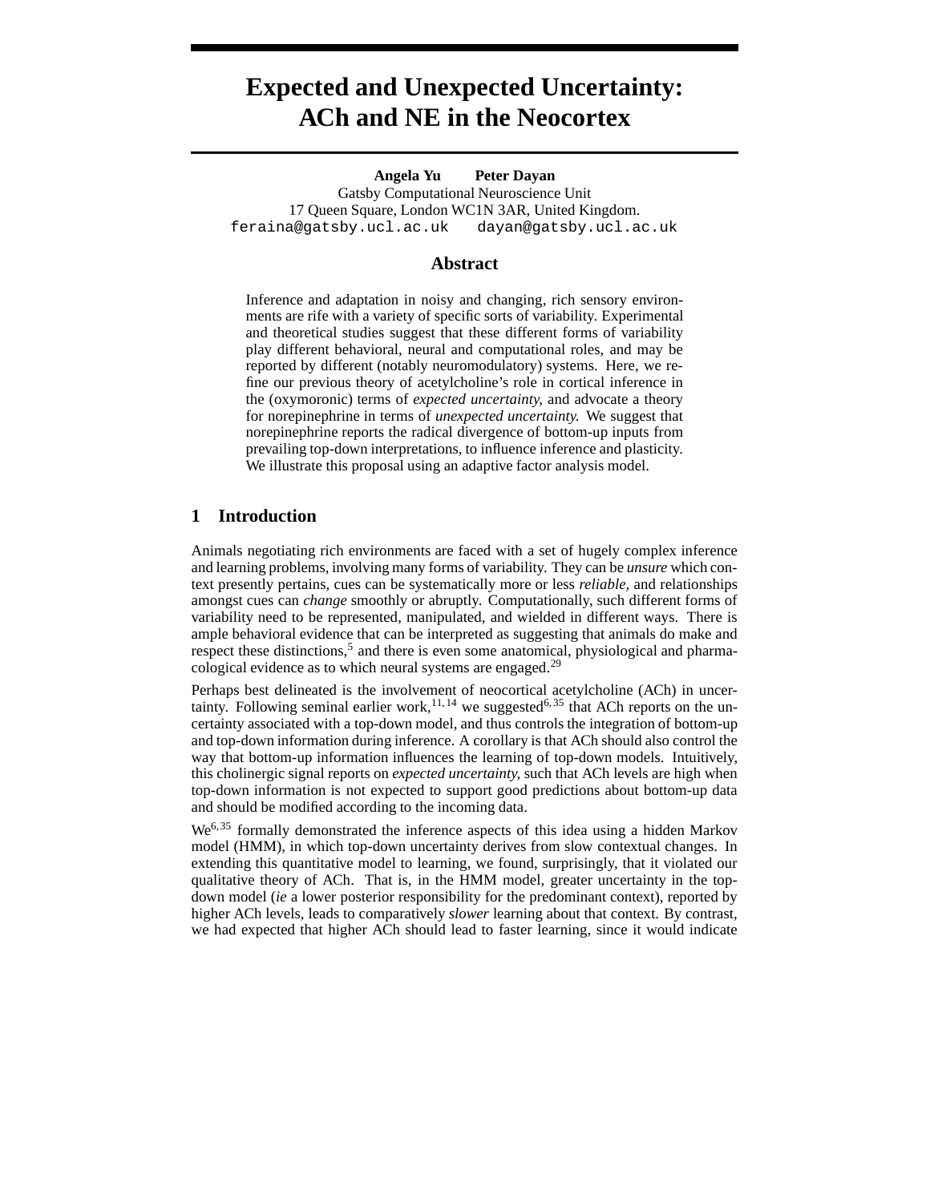# Expected and Unexpected Uncertainty: ACh and NE in the Neocortex

**Angela Yu** **Peter Dayan**
Gatsby Computational Neuroscience Unit
17 Queen Square, London WC1N 3AR, United Kingdom.
feraina@gatsby.ucl.ac.uk dayan@gatsby.ucl.ac.uk

## Abstract

Inference and adaptation in noisy and changing, rich sensory environments are rife with a variety of specific sorts of variability. Experimental and theoretical studies suggest that these different forms of variability play different behavioral, neural and computational roles, and may be reported by different (notably neuromodulatory) systems. Here, we refine our previous theory of acetylcholine's role in cortical inference in the (oxymoronic) terms of *expected uncertainty*, and advocate a theory for norepinephrine in terms of *unexpected uncertainty*. We suggest that norepinephrine reports the radical divergence of bottom-up inputs from prevailing top-down interpretations, to influence inference and plasticity. We illustrate this proposal using an adaptive factor analysis model.

## 1 Introduction

Animals negotiating rich environments are faced with a set of hugely complex inference and learning problems, involving many forms of variability. They can be *unsure* which context presently pertains, cues can be systematically more or less *reliable*, and relationships amongst cues can *change* smoothly or abruptly. Computationally, such different forms of variability need to be represented, manipulated, and wielded in different ways. There is ample behavioral evidence that can be interpreted as suggesting that animals do make and respect these distinctions,[5] and there is even some anatomical, physiological and pharmacological evidence as to which neural systems are engaged.[29]

Perhaps best delineated is the involvement of neocortical acetylcholine (ACh) in uncertainty. Following seminal earlier work,[11,14] we suggested[6,35] that ACh reports on the uncertainty associated with a top-down model, and thus controls the integration of bottom-up and top-down information during inference. A corollary is that ACh should also control the way that bottom-up information influences the learning of top-down models. Intuitively, this cholinergic signal reports on *expected uncertainty*, such that ACh levels are high when top-down information is not expected to support good predictions about bottom-up data and should be modified according to the incoming data.

We[6,35] formally demonstrated the inference aspects of this idea using a hidden Markov model (HMM), in which top-down uncertainty derives from slow contextual changes. In extending this quantitative model to learning, we found, surprisingly, that it violated our qualitative theory of ACh. That is, in the HMM model, greater uncertainty in the top-down model (*ie* a lower posterior responsibility for the predominant context), reported by higher ACh levels, leads to comparatively *slower* learning about that context. By contrast, we had expected that higher ACh should lead to faster learning, since it would indicate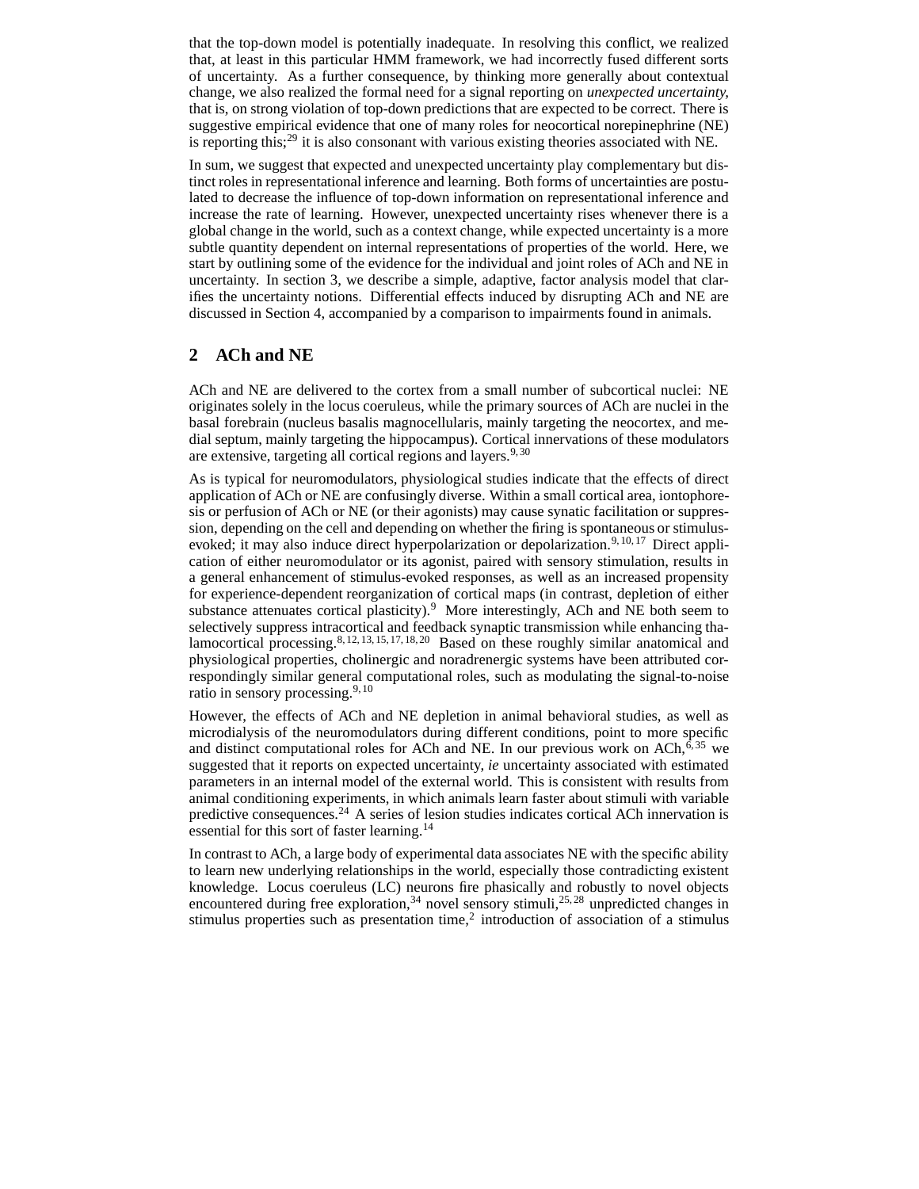that the top-down model is potentially inadequate. In resolving this conflict, we realized that, at least in this particular HMM framework, we had incorrectly fused different sorts of uncertainty. As a further consequence, by thinking more generally about contextual change, we also realized the formal need for a signal reporting on *unexpected uncertainty*, that is, on strong violation of top-down predictions that are expected to be correct. There is suggestive empirical evidence that one of many roles for neocortical norepinephrine (NE) is reporting this;[29] it is also consonant with various existing theories associated with NE.

In sum, we suggest that expected and unexpected uncertainty play complementary but distinct roles in representational inference and learning. Both forms of uncertainties are postulated to decrease the influence of top-down information on representational inference and increase the rate of learning. However, unexpected uncertainty rises whenever there is a global change in the world, such as a context change, while expected uncertainty is a more subtle quantity dependent on internal representations of properties of the world. Here, we start by outlining some of the evidence for the individual and joint roles of ACh and NE in uncertainty. In section 3, we describe a simple, adaptive, factor analysis model that clarifies the uncertainty notions. Differential effects induced by disrupting ACh and NE are discussed in Section 4, accompanied by a comparison to impairments found in animals.

## 2 ACh and NE

ACh and NE are delivered to the cortex from a small number of subcortical nuclei: NE originates solely in the locus coeruleus, while the primary sources of ACh are nuclei in the basal forebrain (nucleus basalis magnocellularis, mainly targeting the neocortex, and medial septum, mainly targeting the hippocampus). Cortical innervations of these modulators are extensive, targeting all cortical regions and layers.[9,30]

As is typical for neuromodulators, physiological studies indicate that the effects of direct application of ACh or NE are confusingly diverse. Within a small cortical area, iontophoresis or perfusion of ACh or NE (or their agonists) may cause synatic facilitation or suppression, depending on the cell and depending on whether the firing is spontaneous or stimulus-evoked; it may also induce direct hyperpolarization or depolarization.[9,10,17] Direct application of either neuromodulator or its agonist, paired with sensory stimulation, results in a general enhancement of stimulus-evoked responses, as well as an increased propensity for experience-dependent reorganization of cortical maps (in contrast, depletion of either substance attenuates cortical plasticity).[9] More interestingly, ACh and NE both seem to selectively suppress intracortical and feedback synaptic transmission while enhancing thalamocortical processing.[8,12,13,15,17,18,20] Based on these roughly similar anatomical and physiological properties, cholinergic and noradrenergic systems have been attributed correspondingly similar general computational roles, such as modulating the signal-to-noise ratio in sensory processing.[9,10]

However, the effects of ACh and NE depletion in animal behavioral studies, as well as microdialysis of the neuromodulators during different conditions, point to more specific and distinct computational roles for ACh and NE. In our previous work on ACh,[6,35] we suggested that it reports on expected uncertainty, *ie* uncertainty associated with estimated parameters in an internal model of the external world. This is consistent with results from animal conditioning experiments, in which animals learn faster about stimuli with variable predictive consequences.[24] A series of lesion studies indicates cortical ACh innervation is essential for this sort of faster learning.[14]

In contrast to ACh, a large body of experimental data associates NE with the specific ability to learn new underlying relationships in the world, especially those contradicting existent knowledge. Locus coeruleus (LC) neurons fire phasically and robustly to novel objects encountered during free exploration,[34] novel sensory stimuli,[25,28] unpredicted changes in stimulus properties such as presentation time,[2] introduction of association of a stimulus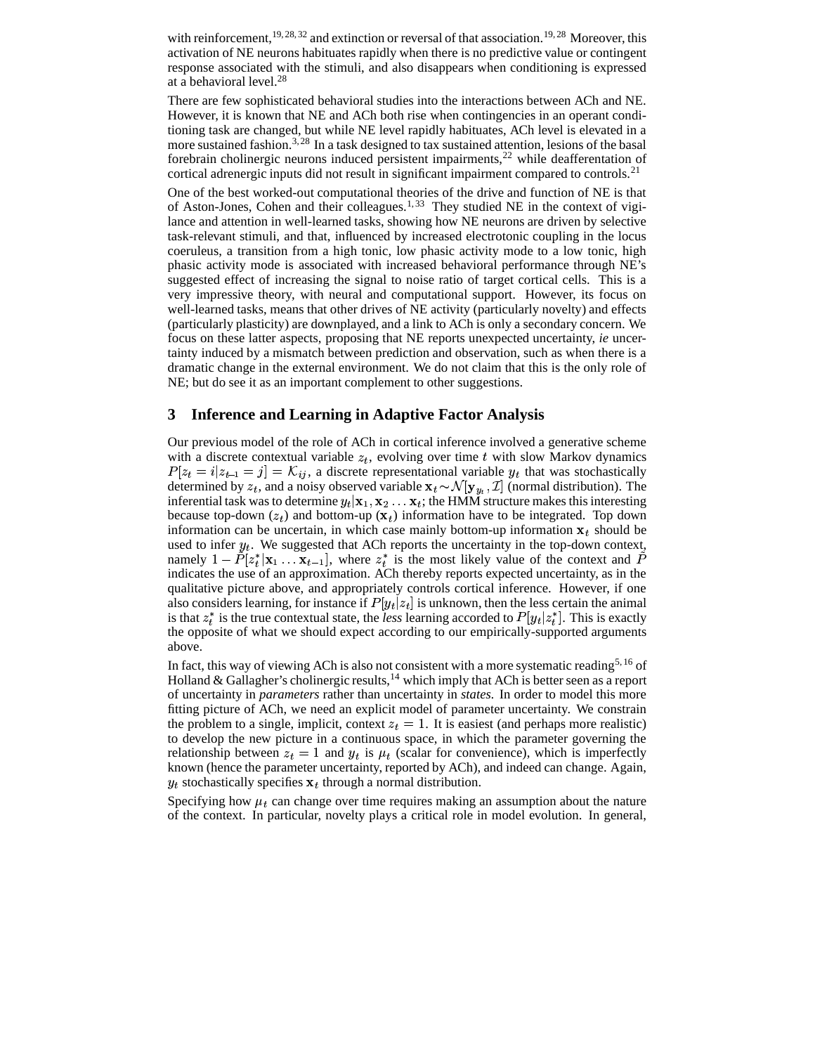with reinforcement,[19, 28, 32] and extinction or reversal of that association.[19, 28] Moreover, this activation of NE neurons habituates rapidly when there is no predictive value or contingent response associated with the stimuli, and also disappears when conditioning is expressed at a behavioral level.[28]

There are few sophisticated behavioral studies into the interactions between ACh and NE. However, it is known that NE and ACh both rise when contingencies in an operant conditioning task are changed, but while NE level rapidly habituates, ACh level is elevated in a more sustained fashion.[3, 28] In a task designed to tax sustained attention, lesions of the basal forebrain cholinergic neurons induced persistent impairments,[22] while deafferentation of cortical adrenergic inputs did not result in significant impairment compared to controls.[21]

One of the best worked-out computational theories of the drive and function of NE is that of Aston-Jones, Cohen and their colleagues.[1, 33] They studied NE in the context of vigilance and attention in well-learned tasks, showing how NE neurons are driven by selective task-relevant stimuli, and that, influenced by increased electrotonic coupling in the locus coeruleus, a transition from a high tonic, low phasic activity mode to a low tonic, high phasic activity mode is associated with increased behavioral performance through NE's suggested effect of increasing the signal to noise ratio of target cortical cells. This is a very impressive theory, with neural and computational support. However, its focus on well-learned tasks, means that other drives of NE activity (particularly novelty) and effects (particularly plasticity) are downplayed, and a link to ACh is only a secondary concern. We focus on these latter aspects, proposing that NE reports unexpected uncertainty, *ie* uncertainty induced by a mismatch between prediction and observation, such as when there is a dramatic change in the external environment. We do not claim that this is the only role of NE; but do see it as an important complement to other suggestions.

## 3 Inference and Learning in Adaptive Factor Analysis

Our previous model of the role of ACh in cortical inference involved a generative scheme with a discrete contextual variable $z_t$, evolving over time $t$ with slow Markov dynamics $P[z_t = i | z_{t-1} = j] = \mathcal{K}_{ij}$, a discrete representational variable $y_t$ that was stochastically determined by $z_t$, and a noisy observed variable $\mathbf{x}_t \sim \mathcal{N}[\mathbf{y}_{y_t}, \mathcal{I}]$ (normal distribution). The inferential task was to determine $y_t | \mathbf{x}_1, \mathbf{x}_2 \ldots \mathbf{x}_t$; the HMM structure makes this interesting because top-down ($z_t$) and bottom-up ($\mathbf{x}_t$) information have to be integrated. Top down information can be uncertain, in which case mainly bottom-up information $\mathbf{x}_t$ should be used to infer $y_t$. We suggested that ACh reports the uncertainty in the top-down context, namely $1 - \tilde{P}[z_t^* | \mathbf{x}_1 \ldots \mathbf{x}_{t-1}]$, where $z_t^*$ is the most likely value of the context and $\tilde{P}$ indicates the use of an approximation. ACh thereby reports expected uncertainty, as in the qualitative picture above, and appropriately controls cortical inference. However, if one also considers learning, for instance if $P[y_t | z_t]$ is unknown, then the less certain the animal is that $z_t^*$ is the true contextual state, the *less* learning accorded to $P[y_t | z_t^*]$. This is exactly the opposite of what we should expect according to our empirically-supported arguments above.

In fact, this way of viewing ACh is also not consistent with a more systematic reading[5, 16] of Holland & Gallagher's cholinergic results,[14] which imply that ACh is better seen as a report of uncertainty in *parameters* rather than uncertainty in *states*. In order to model this more fitting picture of ACh, we need an explicit model of parameter uncertainty. We constrain the problem to a single, implicit, context $z_t = 1$. It is easiest (and perhaps more realistic) to develop the new picture in a continuous space, in which the parameter governing the relationship between $z_t = 1$ and $y_t$ is $\mu_t$ (scalar for convenience), which is imperfectly known (hence the parameter uncertainty, reported by ACh), and indeed can change. Again, $y_t$ stochastically specifies $\mathbf{x}_t$ through a normal distribution.

Specifying how $\mu_t$ can change over time requires making an assumption about the nature of the context. In particular, novelty plays a critical role in model evolution. In general,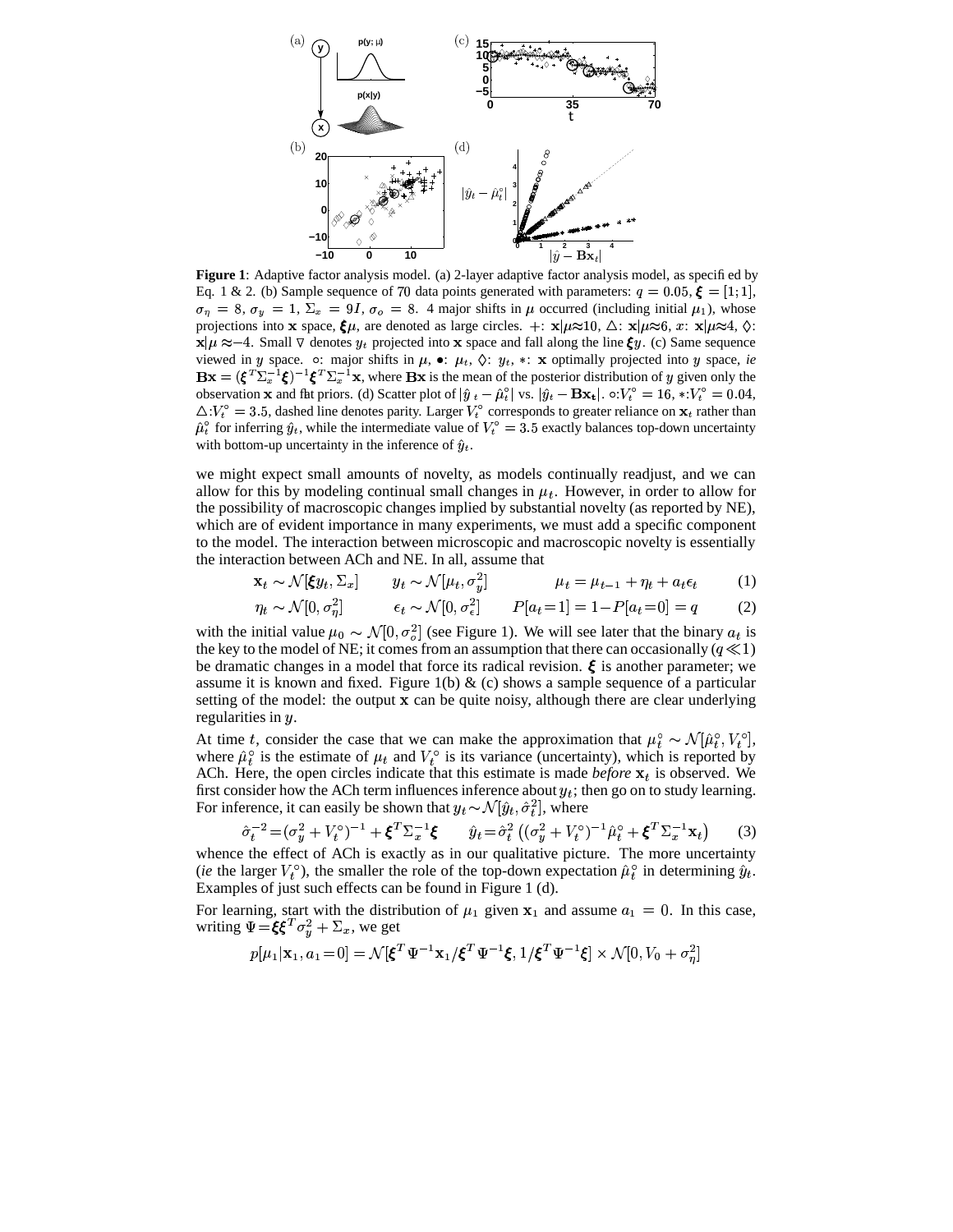**Figure 1**: Adaptive factor analysis model. (a) 2-layer adaptive factor analysis model, as specified by Eq. 1 & 2. (b) Sample sequence of 70 data points generated with parameters: $q = 0.05$, $\boldsymbol{\xi} = [1;1]$, $\sigma_\eta = 8$, $\sigma_y = 1$, $\Sigma_x = 9I$, $\sigma_o = 8$. 4 major shifts in $\mu$ occurred (including initial $\mu_1$), whose projections into $\mathbf{x}$ space, $\boldsymbol{\xi}\mu$, are denoted as large circles. $+$: $\mathbf{x}|\mu{\approx}10$, $\triangle$: $\mathbf{x}|\mu{\approx}6$, $x$: $\mathbf{x}|\mu{\approx}4$, $\Diamond$: $\mathbf{x}|\mu \approx{-}4$. Small $\triangledown$ denotes $y_t$ projected into $\mathbf{x}$ space and fall along the line $\boldsymbol{\xi}y$. (c) Same sequence viewed in $y$ space. $\circ$: major shifts in $\mu$, $\bullet$: $\mu_t$, $\Diamond$: $y_t$, $*$: $\mathbf{x}$ optimally projected into $y$ space, *ie* $\mathbf{Bx} = (\boldsymbol{\xi}^T\Sigma_x^{-1}\boldsymbol{\xi})^{-1}\boldsymbol{\xi}^T\Sigma_x^{-1}\mathbf{x}$, where $\mathbf{Bx}$ is the mean of the posterior distribution of $y$ given only the observation $\mathbf{x}$ and flat priors. (d) Scatter plot of $|\hat{y}_t - \hat{\mu}_t^\circ|$ vs. $|\hat{y}_t - \mathbf{Bx_t}|$. $\circ$:$V_t^\circ = 16$, $*$:$V_t^\circ = 0.04$, $\triangle$:$V_t^\circ = 3.5$, dashed line denotes parity. Larger $V_t^\circ$ corresponds to greater reliance on $\mathbf{x}_t$ rather than $\hat{\mu}_t^\circ$ for inferring $\hat{y}_t$, while the intermediate value of $V_t^\circ = 3.5$ exactly balances top-down uncertainty with bottom-up uncertainty in the inference of $\hat{y}_t$.

we might expect small amounts of novelty, as models continually readjust, and we can allow for this by modeling continual small changes in $\mu_t$. However, in order to allow for the possibility of macroscopic changes implied by substantial novelty (as reported by NE), which are of evident importance in many experiments, we must add a specific component to the model. The interaction between microscopic and macroscopic novelty is essentially the interaction between ACh and NE. In all, assume that

$$\mathbf{x}_t \sim \mathcal{N}[\boldsymbol{\xi}y_t, \Sigma_x] \qquad y_t \sim \mathcal{N}[\mu_t, \sigma_y^2] \qquad \mu_t = \mu_{t-1} + \eta_t + a_t\epsilon_t \tag{1}$$

$$\eta_t \sim \mathcal{N}[0, \sigma_\eta^2] \qquad \epsilon_t \sim \mathcal{N}[0, \sigma_\epsilon^2] \qquad P[a_t{=}1] = 1{-}P[a_t{=}0] = q \tag{2}$$

with the initial value $\mu_0 \sim \mathcal{N}[0, \sigma_o^2]$ (see Figure 1). We will see later that the binary $a_t$ is the key to the model of NE; it comes from an assumption that there can occasionally ($q \ll 1$) be dramatic changes in a model that force its radical revision. $\boldsymbol{\xi}$ is another parameter; we assume it is known and fixed. Figure 1(b) & (c) shows a sample sequence of a particular setting of the model: the output $\mathbf{x}$ can be quite noisy, although there are clear underlying regularities in $y$.

At time $t$, consider the case that we can make the approximation that $\mu_t^\circ \sim \mathcal{N}[\hat{\mu}_t^\circ, V_t^\circ]$, where $\hat{\mu}_t^\circ$ is the estimate of $\mu_t$ and $V_t^\circ$ is its variance (uncertainty), which is reported by ACh. Here, the open circles indicate that this estimate is made *before* $\mathbf{x}_t$ is observed. We first consider how the ACh term influences inference about $y_t$; then go on to study learning. For inference, it can easily be shown that $y_t {\sim} \mathcal{N}[\hat{y}_t, \hat{\sigma}_t^2]$, where

$$\hat{\sigma}_t^{-2} = (\sigma_y^2 + V_t^\circ)^{-1} + \boldsymbol{\xi}^T\Sigma_x^{-1}\boldsymbol{\xi} \qquad \hat{y}_t = \hat{\sigma}_t^2\left((\sigma_y^2 + V_t^\circ)^{-1}\hat{\mu}_t^\circ + \boldsymbol{\xi}^T\Sigma_x^{-1}\mathbf{x}_t\right) \tag{3}$$

whence the effect of ACh is exactly as in our qualitative picture. The more uncertainty (*ie* the larger $V_t^\circ$), the smaller the role of the top-down expectation $\hat{\mu}_t^\circ$ in determining $\hat{y}_t$. Examples of just such effects can be found in Figure 1 (d).

For learning, start with the distribution of $\mu_1$ given $\mathbf{x}_1$ and assume $a_1 = 0$. In this case, writing $\Psi {=} \boldsymbol{\xi}\boldsymbol{\xi}^T\sigma_y^2 + \Sigma_x$, we get

$$p[\mu_1|\mathbf{x}_1, a_1{=}0] = \mathcal{N}[\boldsymbol{\xi}^T\Psi^{-1}\mathbf{x}_1/\boldsymbol{\xi}^T\Psi^{-1}\boldsymbol{\xi}, 1/\boldsymbol{\xi}^T\Psi^{-1}\boldsymbol{\xi}] \times \mathcal{N}[0, V_0 + \sigma_\eta^2]$$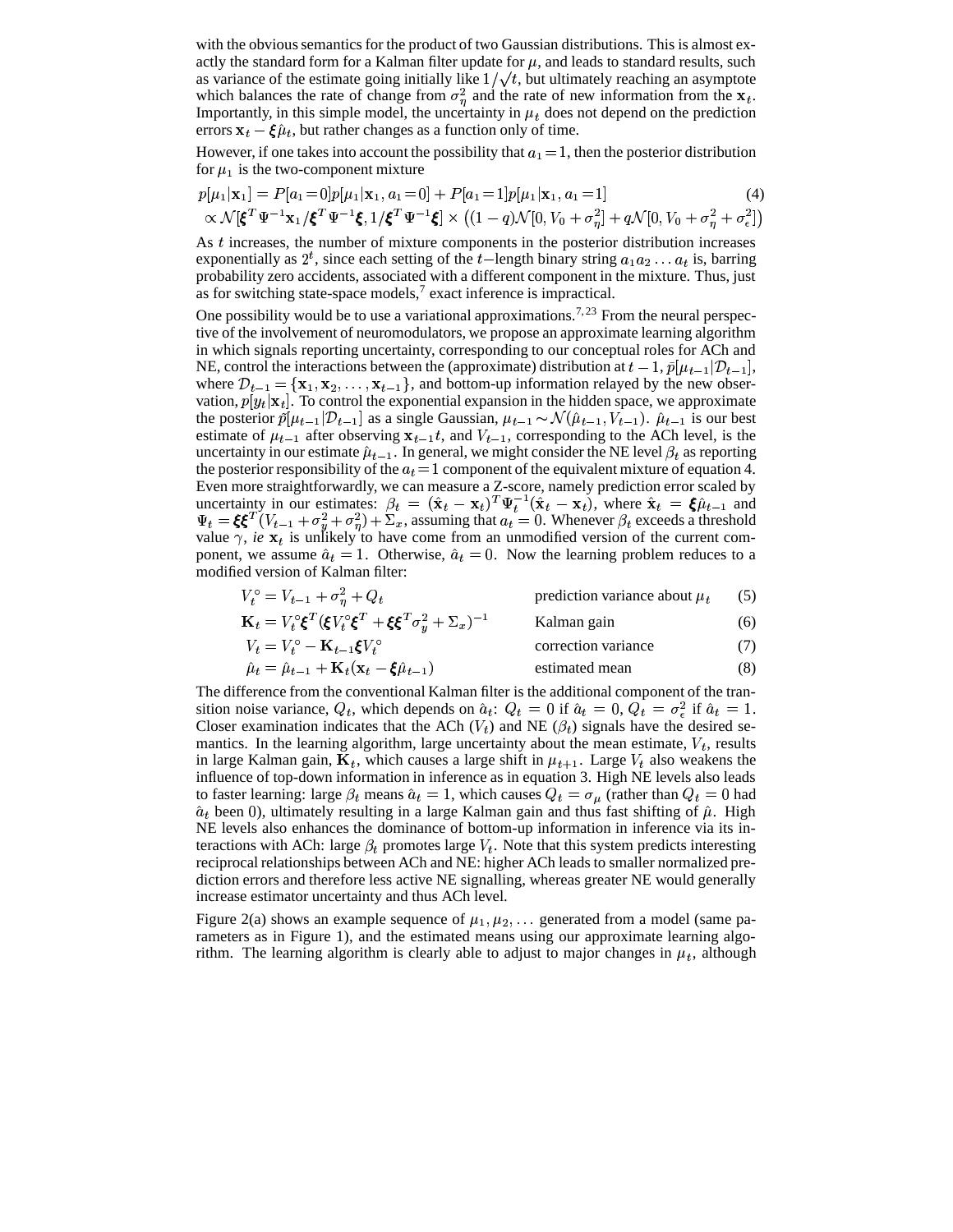with the obvious semantics for the product of two Gaussian distributions. This is almost exactly the standard form for a Kalman filter update for $\mu$, and leads to standard results, such as variance of the estimate going initially like $1/\sqrt{t}$, but ultimately reaching an asymptote which balances the rate of change from $\sigma_\eta^2$ and the rate of new information from the $\mathbf{x}_t$. Importantly, in this simple model, the uncertainty in $\mu_t$ does not depend on the prediction errors $\mathbf{x}_t - \boldsymbol{\xi}\hat{\mu}_t$, but rather changes as a function only of time.

However, if one takes into account the possibility that $a_1 = 1$, then the posterior distribution for $\mu_1$ is the two-component mixture

$$p[\mu_1|\mathbf{x}_1] = P[a_1 = 0]p[\mu_1|\mathbf{x}_1, a_1 = 0] + P[a_1 = 1]p[\mu_1|\mathbf{x}_1, a_1 = 1] \tag{4}$$
$$\propto \mathcal{N}[\boldsymbol{\xi}^T\Psi^{-1}\mathbf{x}_1/\boldsymbol{\xi}^T\Psi^{-1}\boldsymbol{\xi}, 1/\boldsymbol{\xi}^T\Psi^{-1}\boldsymbol{\xi}] \times \left((1-q)\mathcal{N}[0, V_0 + \sigma_\eta^2] + q\mathcal{N}[0, V_0 + \sigma_\eta^2 + \sigma_\epsilon^2]\right)$$

As $t$ increases, the number of mixture components in the posterior distribution increases exponentially as $2^t$, since each setting of the $t-$length binary string $a_1 a_2 \ldots a_t$ is, barring probability zero accidents, associated with a different component in the mixture. Thus, just as for switching state-space models,[7] exact inference is impractical.

One possibility would be to use a variational approximations.[7,23] From the neural perspective of the involvement of neuromodulators, we propose an approximate learning algorithm in which signals reporting uncertainty, corresponding to our conceptual roles for ACh and NE, control the interactions between the (approximate) distribution at $t-1$, $\tilde{p}[\mu_{t-1}|\mathcal{D}_{t-1}]$, where $\mathcal{D}_{t-1} = \{\mathbf{x}_1, \mathbf{x}_2, \ldots, \mathbf{x}_{t-1}\}$, and bottom-up information relayed by the new observation, $p[y_t|\mathbf{x}_t]$. To control the exponential expansion in the hidden space, we approximate the posterior $\tilde{p}[\mu_{t-1}|\mathcal{D}_{t-1}]$ as a single Gaussian, $\mu_{t-1} \sim \mathcal{N}(\hat{\mu}_{t-1}, V_{t-1})$. $\hat{\mu}_{t-1}$ is our best estimate of $\mu_{t-1}$ after observing $\mathbf{x}_{t-1}t$, and $V_{t-1}$, corresponding to the ACh level, is the uncertainty in our estimate $\hat{\mu}_{t-1}$. In general, we might consider the NE level $\beta_t$ as reporting the posterior responsibility of the $a_t = 1$ component of the equivalent mixture of equation 4. Even more straightforwardly, we can measure a Z-score, namely prediction error scaled by uncertainty in our estimates: $\beta_t = (\hat{\mathbf{x}}_t - \mathbf{x}_t)^T\Psi_t^{-1}(\hat{\mathbf{x}}_t - \mathbf{x}_t)$, where $\hat{\mathbf{x}}_t = \boldsymbol{\xi}\hat{\mu}_{t-1}$ and $\Psi_t = \boldsymbol{\xi}\boldsymbol{\xi}^T(V_{t-1} + \sigma_y^2 + \sigma_\eta^2) + \Sigma_x$, assuming that $a_t = 0$. Whenever $\beta_t$ exceeds a threshold value $\gamma$, *ie* $\mathbf{x}_t$ is unlikely to have come from an unmodified version of the current component, we assume $\hat{a}_t = 1$. Otherwise, $\hat{a}_t = 0$. Now the learning problem reduces to a modified version of Kalman filter:

$$V_t^\circ = V_{t-1} + \sigma_\eta^2 + Q_t \qquad \text{prediction variance about } \mu_t \tag{5}$$

$$\mathbf{K}_t = V_t^\circ\boldsymbol{\xi}^T(\boldsymbol{\xi}V_t^\circ\boldsymbol{\xi}^T + \boldsymbol{\xi}\boldsymbol{\xi}^T\sigma_y^2 + \Sigma_x)^{-1} \qquad \text{Kalman gain} \tag{6}$$

$$V_t = V_t^\circ - \mathbf{K}_{t-1}\boldsymbol{\xi}V_t^\circ \qquad \text{correction variance} \tag{7}$$

$$\hat{\mu}_t = \hat{\mu}_{t-1} + \mathbf{K}_t(\mathbf{x}_t - \boldsymbol{\xi}\hat{\mu}_{t-1}) \qquad \text{estimated mean} \tag{8}$$

The difference from the conventional Kalman filter is the additional component of the transition noise variance, $Q_t$, which depends on $\hat{a}_t$: $Q_t = 0$ if $\hat{a}_t = 0$, $Q_t = \sigma_\epsilon^2$ if $\hat{a}_t = 1$. Closer examination indicates that the ACh ($V_t$) and NE ($\beta_t$) signals have the desired semantics. In the learning algorithm, large uncertainty about the mean estimate, $V_t$, results in large Kalman gain, $\mathbf{K}_t$, which causes a large shift in $\mu_{t+1}$. Large $V_t$ also weakens the influence of top-down information in inference as in equation 3. High NE levels also leads to faster learning: large $\beta_t$ means $\hat{a}_t = 1$, which causes $Q_t = \sigma_\mu$ (rather than $Q_t = 0$ had $\hat{a}_t$ been 0), ultimately resulting in a large Kalman gain and thus fast shifting of $\hat{\mu}$. High NE levels also enhances the dominance of bottom-up information in inference via its interactions with ACh: large $\beta_t$ promotes large $V_t$. Note that this system predicts interesting reciprocal relationships between ACh and NE: higher ACh leads to smaller normalized prediction errors and therefore less active NE signalling, whereas greater NE would generally increase estimator uncertainty and thus ACh level.

Figure 2(a) shows an example sequence of $\mu_1, \mu_2, \ldots$ generated from a model (same parameters as in Figure 1), and the estimated means using our approximate learning algorithm. The learning algorithm is clearly able to adjust to major changes in $\mu_t$, although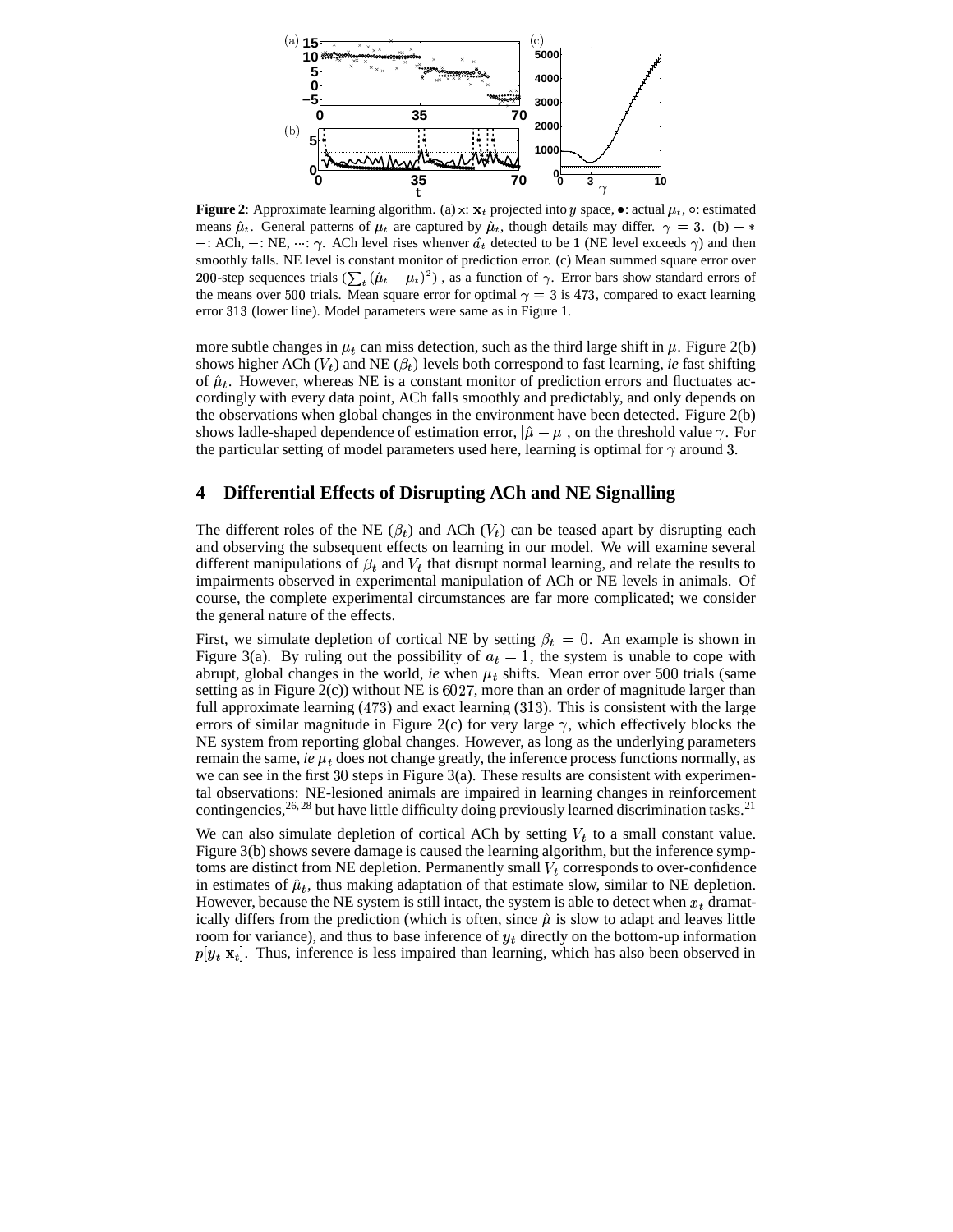**Figure 2**: Approximate learning algorithm. (a) ×: $\mathbf{x}_t$ projected into $y$ space, •: actual $\mu_t$, ∘: estimated means $\hat{\mu}_t$. General patterns of $\mu_t$ are captured by $\hat{\mu}_t$, though details may differ. $\gamma = 3$. (b) $-*-$: ACh, $-$: NE, $\cdots$: $\gamma$. ACh level rises whenver $\hat{a}_t$ detected to be 1 (NE level exceeds $\gamma$) and then smoothly falls. NE level is constant monitor of prediction error. (c) Mean summed square error over 200-step sequences trials ($\sum_t (\hat{\mu}_t - \mu_t)^2$), as a function of $\gamma$. Error bars show standard errors of the means over 500 trials. Mean square error for optimal $\gamma = 3$ is 473, compared to exact learning error 313 (lower line). Model parameters were same as in Figure 1.

more subtle changes in $\mu_t$ can miss detection, such as the third large shift in $\mu$. Figure 2(b) shows higher ACh ($V_t$) and NE ($\beta_t$) levels both correspond to fast learning, *ie* fast shifting of $\hat{\mu}_t$. However, whereas NE is a constant monitor of prediction errors and fluctuates accordingly with every data point, ACh falls smoothly and predictably, and only depends on the observations when global changes in the environment have been detected. Figure 2(b) shows ladle-shaped dependence of estimation error, $|\hat{\mu} - \mu|$, on the threshold value $\gamma$. For the particular setting of model parameters used here, learning is optimal for $\gamma$ around 3.

## 4 Differential Effects of Disrupting ACh and NE Signalling

The different roles of the NE ($\beta_t$) and ACh ($V_t$) can be teased apart by disrupting each and observing the subsequent effects on learning in our model. We will examine several different manipulations of $\beta_t$ and $V_t$ that disrupt normal learning, and relate the results to impairments observed in experimental manipulation of ACh or NE levels in animals. Of course, the complete experimental circumstances are far more complicated; we consider the general nature of the effects.

First, we simulate depletion of cortical NE by setting $\beta_t = 0$. An example is shown in Figure 3(a). By ruling out the possibility of $a_t = 1$, the system is unable to cope with abrupt, global changes in the world, *ie* when $\mu_t$ shifts. Mean error over 500 trials (same setting as in Figure 2(c)) without NE is 6027, more than an order of magnitude larger than full approximate learning (473) and exact learning (313). This is consistent with the large errors of similar magnitude in Figure 2(c) for very large $\gamma$, which effectively blocks the NE system from reporting global changes. However, as long as the underlying parameters remain the same, *ie* $\mu_t$ does not change greatly, the inference process functions normally, as we can see in the first 30 steps in Figure 3(a). These results are consistent with experimental observations: NE-lesioned animals are impaired in learning changes in reinforcement contingencies,[26,28] but have little difficulty doing previously learned discrimination tasks.[21]

We can also simulate depletion of cortical ACh by setting $V_t$ to a small constant value. Figure 3(b) shows severe damage is caused the learning algorithm, but the inference symptoms are distinct from NE depletion. Permanently small $V_t$ corresponds to over-confidence in estimates of $\hat{\mu}_t$, thus making adaptation of that estimate slow, similar to NE depletion. However, because the NE system is still intact, the system is able to detect when $x_t$ dramatically differs from the prediction (which is often, since $\hat{\mu}$ is slow to adapt and leaves little room for variance), and thus to base inference of $y_t$ directly on the bottom-up information $p[y_t|\mathbf{x}_t]$. Thus, inference is less impaired than learning, which has also been observed in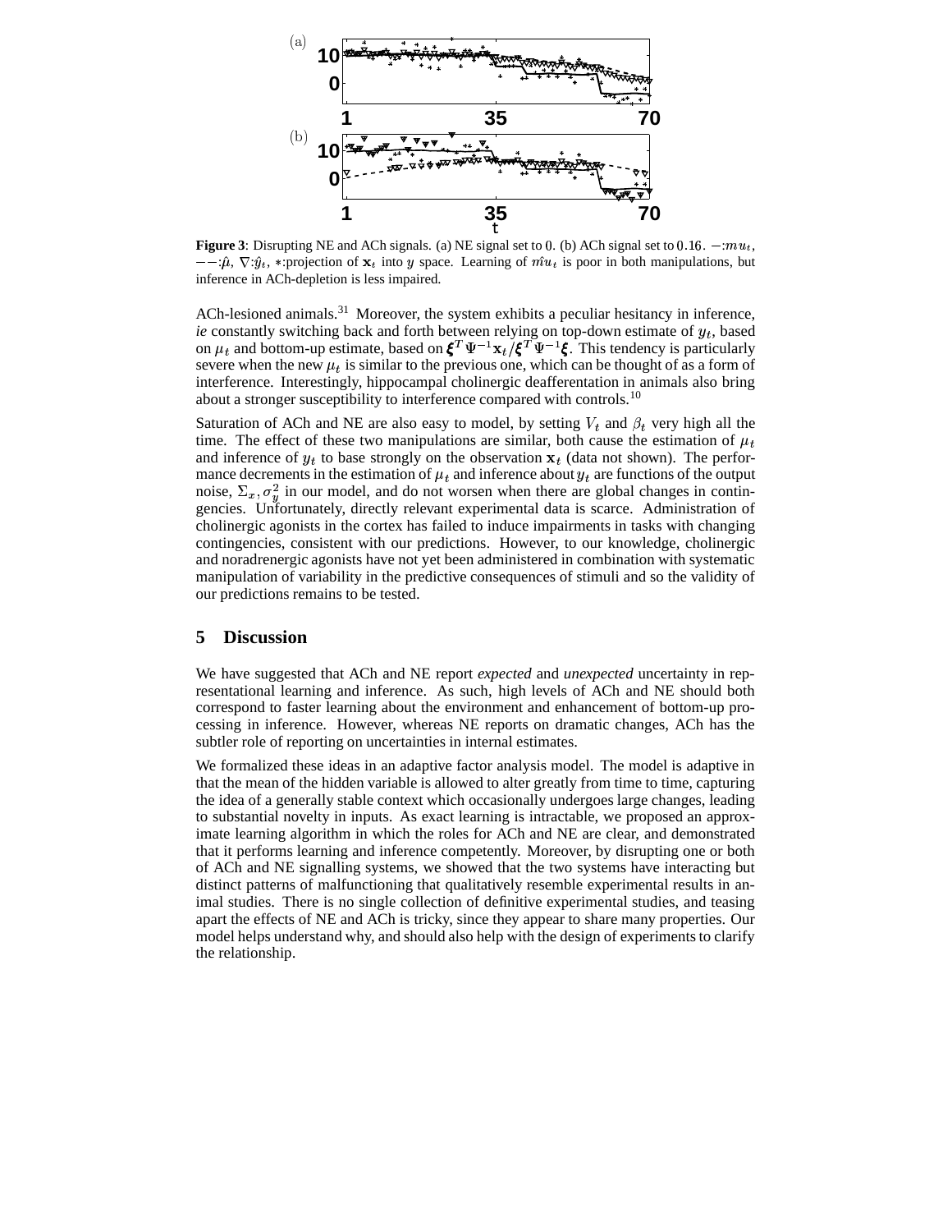**Figure 3**: Disrupting NE and ACh signals. (a) NE signal set to $0$. (b) ACh signal set to $0.16$. $-$:$mu_t$, $--$:$\hat{\mu}$, $\nabla$:$\hat{y}_t$, $*$:projection of $\mathbf{x}_t$ into $y$ space. Learning of $\hat{mu}_t$ is poor in both manipulations, but inference in ACh-depletion is less impaired.

ACh-lesioned animals.[31] Moreover, the system exhibits a peculiar hesitancy in inference, *ie* constantly switching back and forth between relying on top-down estimate of $y_t$, based on $\mu_t$ and bottom-up estimate, based on $\boldsymbol{\xi}^T\Psi^{-1}\mathbf{x}_t/\boldsymbol{\xi}^T\Psi^{-1}\boldsymbol{\xi}$. This tendency is particularly severe when the new $\mu_t$ is similar to the previous one, which can be thought of as a form of interference. Interestingly, hippocampal cholinergic deafferentation in animals also bring about a stronger susceptibility to interference compared with controls.[10]

Saturation of ACh and NE are also easy to model, by setting $V_t$ and $\beta_t$ very high all the time. The effect of these two manipulations are similar, both cause the estimation of $\mu_t$ and inference of $y_t$ to base strongly on the observation $\mathbf{x}_t$ (data not shown). The performance decrements in the estimation of $\mu_t$ and inference about $y_t$ are functions of the output noise, $\Sigma_x, \sigma_y^2$ in our model, and do not worsen when there are global changes in contingencies. Unfortunately, directly relevant experimental data is scarce. Administration of cholinergic agonists in the cortex has failed to induce impairments in tasks with changing contingencies, consistent with our predictions. However, to our knowledge, cholinergic and noradrenergic agonists have not yet been administered in combination with systematic manipulation of variability in the predictive consequences of stimuli and so the validity of our predictions remains to be tested.

## 5 Discussion

We have suggested that ACh and NE report *expected* and *unexpected* uncertainty in representational learning and inference. As such, high levels of ACh and NE should both correspond to faster learning about the environment and enhancement of bottom-up processing in inference. However, whereas NE reports on dramatic changes, ACh has the subtler role of reporting on uncertainties in internal estimates.

We formalized these ideas in an adaptive factor analysis model. The model is adaptive in that the mean of the hidden variable is allowed to alter greatly from time to time, capturing the idea of a generally stable context which occasionally undergoes large changes, leading to substantial novelty in inputs. As exact learning is intractable, we proposed an approximate learning algorithm in which the roles for ACh and NE are clear, and demonstrated that it performs learning and inference competently. Moreover, by disrupting one or both of ACh and NE signalling systems, we showed that the two systems have interacting but distinct patterns of malfunctioning that qualitatively resemble experimental results in animal studies. There is no single collection of definitive experimental studies, and teasing apart the effects of NE and ACh is tricky, since they appear to share many properties. Our model helps understand why, and should also help with the design of experiments to clarify the relationship.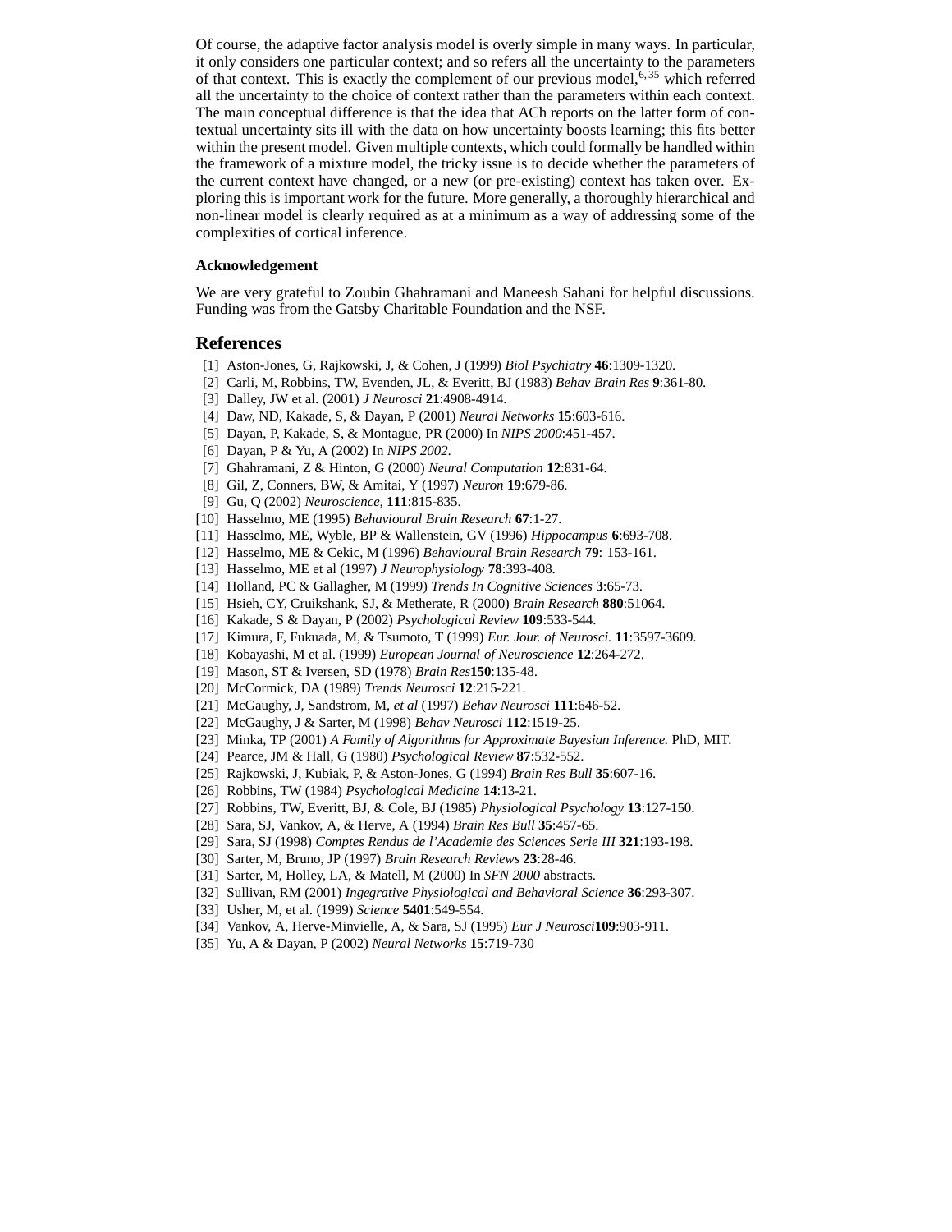Of course, the adaptive factor analysis model is overly simple in many ways. In particular, it only considers one particular context; and so refers all the uncertainty to the parameters of that context. This is exactly the complement of our previous model,[6,35] which referred all the uncertainty to the choice of context rather than the parameters within each context. The main conceptual difference is that the idea that ACh reports on the latter form of contextual uncertainty sits ill with the data on how uncertainty boosts learning; this fits better within the present model. Given multiple contexts, which could formally be handled within the framework of a mixture model, the tricky issue is to decide whether the parameters of the current context have changed, or a new (or pre-existing) context has taken over. Exploring this is important work for the future. More generally, a thoroughly hierarchical and non-linear model is clearly required as at a minimum as a way of addressing some of the complexities of cortical inference.

### Acknowledgement

We are very grateful to Zoubin Ghahramani and Maneesh Sahani for helpful discussions. Funding was from the Gatsby Charitable Foundation and the NSF.

## References

[1] Aston-Jones, G, Rajkowski, J, & Cohen, J (1999) *Biol Psychiatry* **46**:1309-1320.
[2] Carli, M, Robbins, TW, Evenden, JL, & Everitt, BJ (1983) *Behav Brain Res* **9**:361-80.
[3] Dalley, JW et al. (2001) *J Neurosci* **21**:4908-4914.
[4] Daw, ND, Kakade, S, & Dayan, P (2001) *Neural Networks* **15**:603-616.
[5] Dayan, P, Kakade, S, & Montague, PR (2000) In *NIPS 2000*:451-457.
[6] Dayan, P & Yu, A (2002) In *NIPS 2002*.
[7] Ghahramani, Z & Hinton, G (2000) *Neural Computation* **12**:831-64.
[8] Gil, Z, Conners, BW, & Amitai, Y (1997) *Neuron* **19**:679-86.
[9] Gu, Q (2002) *Neuroscience*, **111**:815-835.
[10] Hasselmo, ME (1995) *Behavioural Brain Research* **67**:1-27.
[11] Hasselmo, ME, Wyble, BP & Wallenstein, GV (1996) *Hippocampus* **6**:693-708.
[12] Hasselmo, ME & Cekic, M (1996) *Behavioural Brain Research* **79**: 153-161.
[13] Hasselmo, ME et al (1997) *J Neurophysiology* **78**:393-408.
[14] Holland, PC & Gallagher, M (1999) *Trends In Cognitive Sciences* **3**:65-73.
[15] Hsieh, CY, Cruikshank, SJ, & Metherate, R (2000) *Brain Research* **880**:51064.
[16] Kakade, S & Dayan, P (2002) *Psychological Review* **109**:533-544.
[17] Kimura, F, Fukuada, M, & Tsumoto, T (1999) *Eur. Jour. of Neurosci.* **11**:3597-3609.
[18] Kobayashi, M et al. (1999) *European Journal of Neuroscience* **12**:264-272.
[19] Mason, ST & Iversen, SD (1978) *Brain Res* **150**:135-48.
[20] McCormick, DA (1989) *Trends Neurosci* **12**:215-221.
[21] McGaughy, J, Sandstrom, M, *et al* (1997) *Behav Neurosci* **111**:646-52.
[22] McGaughy, J & Sarter, M (1998) *Behav Neurosci* **112**:1519-25.
[23] Minka, TP (2001) *A Family of Algorithms for Approximate Bayesian Inference.* PhD, MIT.
[24] Pearce, JM & Hall, G (1980) *Psychological Review* **87**:532-552.
[25] Rajkowski, J, Kubiak, P, & Aston-Jones, G (1994) *Brain Res Bull* **35**:607-16.
[26] Robbins, TW (1984) *Psychological Medicine* **14**:13-21.
[27] Robbins, TW, Everitt, BJ, & Cole, BJ (1985) *Physiological Psychology* **13**:127-150.
[28] Sara, SJ, Vankov, A, & Herve, A (1994) *Brain Res Bull* **35**:457-65.
[29] Sara, SJ (1998) *Comptes Rendus de l'Academie des Sciences Serie III* **321**:193-198.
[30] Sarter, M, Bruno, JP (1997) *Brain Research Reviews* **23**:28-46.
[31] Sarter, M, Holley, LA, & Matell, M (2000) In *SFN 2000* abstracts.
[32] Sullivan, RM (2001) *Ingegrative Physiological and Behavioral Science* **36**:293-307.
[33] Usher, M, et al. (1999) *Science* **5401**:549-554.
[34] Vankov, A, Herve-Minvielle, A, & Sara, SJ (1995) *Eur J Neurosci* **109**:903-911.
[35] Yu, A & Dayan, P (2002) *Neural Networks* **15**:719-730